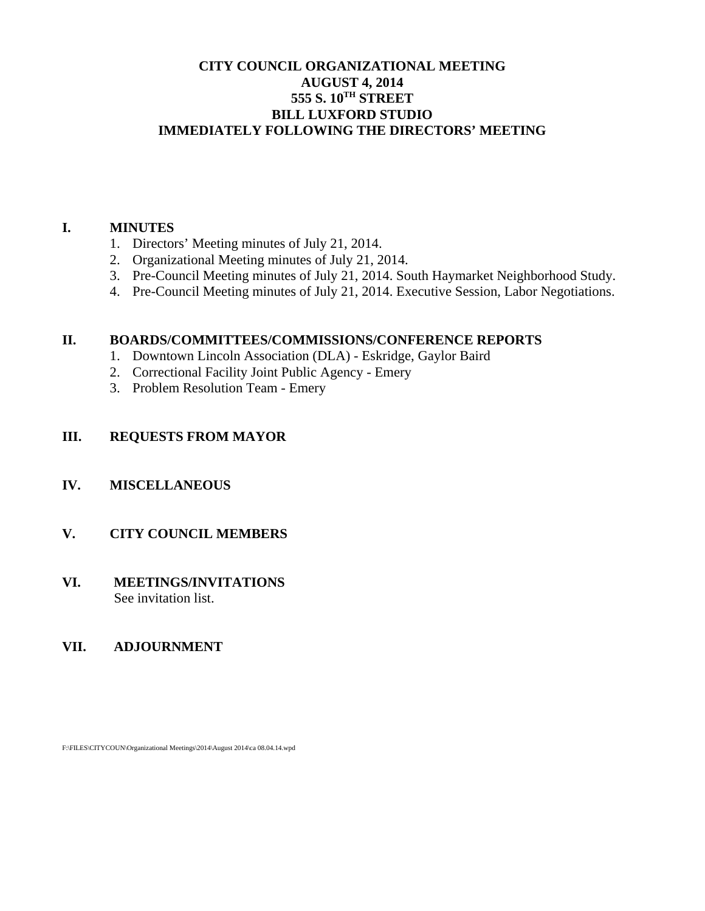# CITY COUNCIL ORGANIZATIONAL MEETING
## AUGUST 4, 2014
## 555 S. 10TH STREET
## BILL LUXFORD STUDIO
## IMMEDIATELY FOLLOWING THE DIRECTORS' MEETING

**I. MINUTES**

1. Directors' Meeting minutes of July 21, 2014.
2. Organizational Meeting minutes of July 21, 2014.
3. Pre-Council Meeting minutes of July 21, 2014. South Haymarket Neighborhood Study.
4. Pre-Council Meeting minutes of July 21, 2014. Executive Session, Labor Negotiations.

**II. BOARDS/COMMITTEES/COMMISSIONS/CONFERENCE REPORTS**

1. Downtown Lincoln Association (DLA) - Eskridge, Gaylor Baird
2. Correctional Facility Joint Public Agency - Emery
3. Problem Resolution Team - Emery

**III. REQUESTS FROM MAYOR**

**IV. MISCELLANEOUS**

**V. CITY COUNCIL MEMBERS**

**VI. MEETINGS/INVITATIONS**

See invitation list.

**VII. ADJOURNMENT**

F:\FILES\CITYCOUN\Organizational Meetings\2014\August 2014\ca 08.04.14.wpd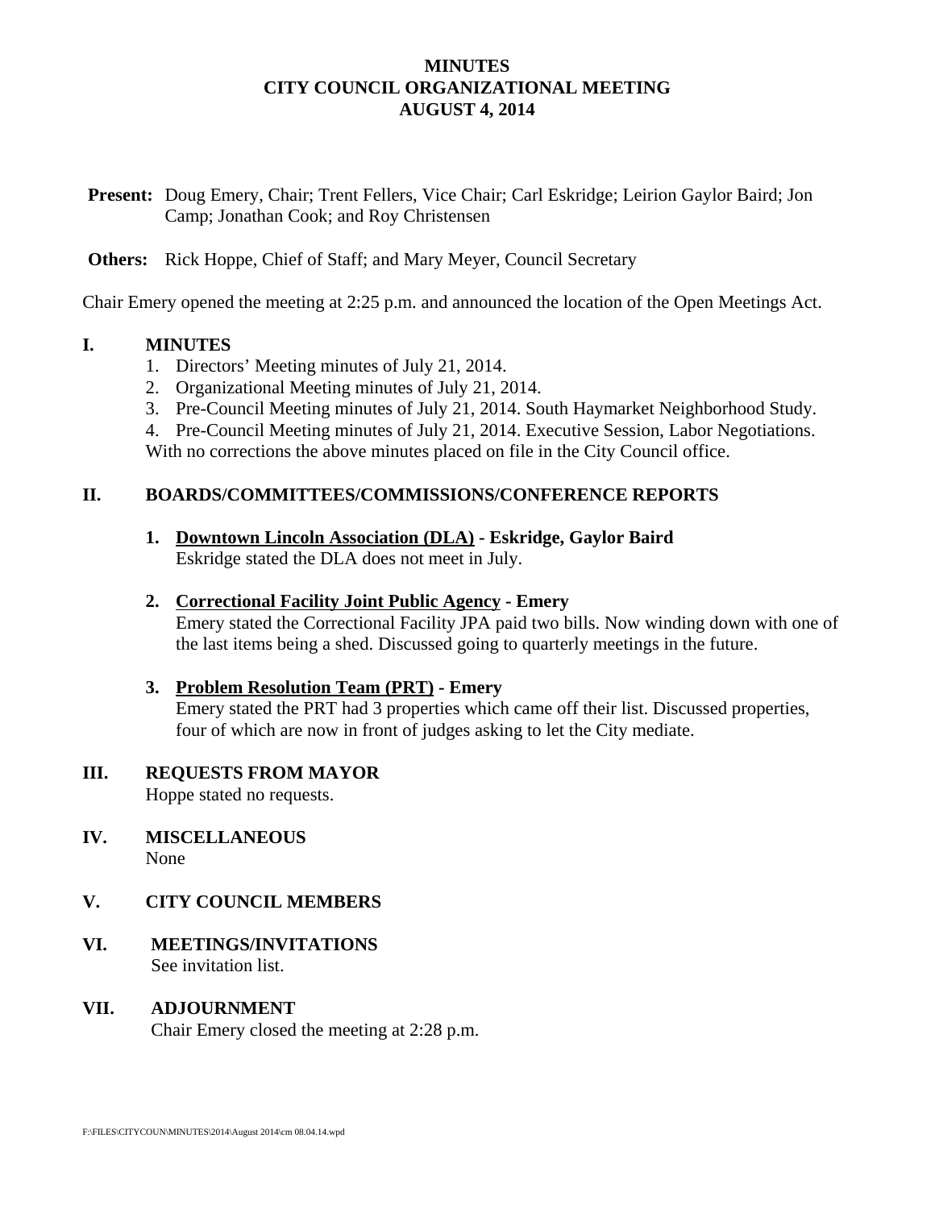# MINUTES
# CITY COUNCIL ORGANIZATIONAL MEETING
# AUGUST 4, 2014

**Present:** Doug Emery, Chair; Trent Fellers, Vice Chair; Carl Eskridge; Leirion Gaylor Baird; Jon Camp; Jonathan Cook; and Roy Christensen

**Others:** Rick Hoppe, Chief of Staff; and Mary Meyer, Council Secretary

Chair Emery opened the meeting at 2:25 p.m. and announced the location of the Open Meetings Act.

## I. MINUTES

1. Directors' Meeting minutes of July 21, 2014.
2. Organizational Meeting minutes of July 21, 2014.
3. Pre-Council Meeting minutes of July 21, 2014. South Haymarket Neighborhood Study.
4. Pre-Council Meeting minutes of July 21, 2014. Executive Session, Labor Negotiations.

With no corrections the above minutes placed on file in the City Council office.

## II. BOARDS/COMMITTEES/COMMISSIONS/CONFERENCE REPORTS

**1. Downtown Lincoln Association (DLA) - Eskridge, Gaylor Baird**

Eskridge stated the DLA does not meet in July.

**2. Correctional Facility Joint Public Agency - Emery**

Emery stated the Correctional Facility JPA paid two bills. Now winding down with one of the last items being a shed. Discussed going to quarterly meetings in the future.

**3. Problem Resolution Team (PRT) - Emery**

Emery stated the PRT had 3 properties which came off their list. Discussed properties, four of which are now in front of judges asking to let the City mediate.

## III. REQUESTS FROM MAYOR

Hoppe stated no requests.

## IV. MISCELLANEOUS

None

## V. CITY COUNCIL MEMBERS

## VI. MEETINGS/INVITATIONS

See invitation list.

## VII. ADJOURNMENT

Chair Emery closed the meeting at 2:28 p.m.

F:\FILES\CITYCOUN\MINUTES\2014\August 2014\cm 08.04.14.wpd